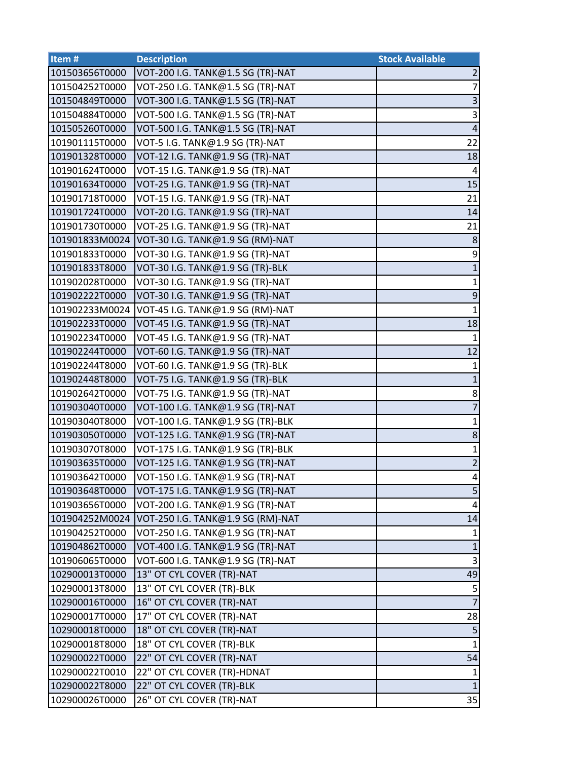| Item # | Description | Stock Available |
| --- | --- | --- |
| 101503656T0000 | VOT-200 I.G. TANK@1.5 SG (TR)-NAT | 2 |
| 101504252T0000 | VOT-250 I.G. TANK@1.5 SG (TR)-NAT | 7 |
| 101504849T0000 | VOT-300 I.G. TANK@1.5 SG (TR)-NAT | 3 |
| 101504884T0000 | VOT-500 I.G. TANK@1.5 SG (TR)-NAT | 3 |
| 101505260T0000 | VOT-500 I.G. TANK@1.5 SG (TR)-NAT | 4 |
| 101901115T0000 | VOT-5 I.G. TANK@1.9 SG (TR)-NAT | 22 |
| 101901328T0000 | VOT-12 I.G. TANK@1.9 SG (TR)-NAT | 18 |
| 101901624T0000 | VOT-15 I.G. TANK@1.9 SG (TR)-NAT | 4 |
| 101901634T0000 | VOT-25 I.G. TANK@1.9 SG (TR)-NAT | 15 |
| 101901718T0000 | VOT-15 I.G. TANK@1.9 SG (TR)-NAT | 21 |
| 101901724T0000 | VOT-20 I.G. TANK@1.9 SG (TR)-NAT | 14 |
| 101901730T0000 | VOT-25 I.G. TANK@1.9 SG (TR)-NAT | 21 |
| 101901833M0024 | VOT-30 I.G. TANK@1.9 SG (RM)-NAT | 8 |
| 101901833T0000 | VOT-30 I.G. TANK@1.9 SG (TR)-NAT | 9 |
| 101901833T8000 | VOT-30 I.G. TANK@1.9 SG (TR)-BLK | 1 |
| 101902028T0000 | VOT-30 I.G. TANK@1.9 SG (TR)-NAT | 1 |
| 101902222T0000 | VOT-30 I.G. TANK@1.9 SG (TR)-NAT | 9 |
| 101902233M0024 | VOT-45 I.G. TANK@1.9 SG (RM)-NAT | 1 |
| 101902233T0000 | VOT-45 I.G. TANK@1.9 SG (TR)-NAT | 18 |
| 101902234T0000 | VOT-45 I.G. TANK@1.9 SG (TR)-NAT | 1 |
| 101902244T0000 | VOT-60 I.G. TANK@1.9 SG (TR)-NAT | 12 |
| 101902244T8000 | VOT-60 I.G. TANK@1.9 SG (TR)-BLK | 1 |
| 101902448T8000 | VOT-75 I.G. TANK@1.9 SG (TR)-BLK | 1 |
| 101902642T0000 | VOT-75 I.G. TANK@1.9 SG (TR)-NAT | 8 |
| 101903040T0000 | VOT-100 I.G. TANK@1.9 SG (TR)-NAT | 7 |
| 101903040T8000 | VOT-100 I.G. TANK@1.9 SG (TR)-BLK | 1 |
| 101903050T0000 | VOT-125 I.G. TANK@1.9 SG (TR)-NAT | 8 |
| 101903070T8000 | VOT-175 I.G. TANK@1.9 SG (TR)-BLK | 1 |
| 101903635T0000 | VOT-125 I.G. TANK@1.9 SG (TR)-NAT | 2 |
| 101903642T0000 | VOT-150 I.G. TANK@1.9 SG (TR)-NAT | 4 |
| 101903648T0000 | VOT-175 I.G. TANK@1.9 SG (TR)-NAT | 5 |
| 101903656T0000 | VOT-200 I.G. TANK@1.9 SG (TR)-NAT | 4 |
| 101904252M0024 | VOT-250 I.G. TANK@1.9 SG (RM)-NAT | 14 |
| 101904252T0000 | VOT-250 I.G. TANK@1.9 SG (TR)-NAT | 1 |
| 101904862T0000 | VOT-400 I.G. TANK@1.9 SG (TR)-NAT | 1 |
| 101906065T0000 | VOT-600 I.G. TANK@1.9 SG (TR)-NAT | 3 |
| 102900013T0000 | 13" OT CYL COVER (TR)-NAT | 49 |
| 102900013T8000 | 13" OT CYL COVER (TR)-BLK | 5 |
| 102900016T0000 | 16" OT CYL COVER (TR)-NAT | 7 |
| 102900017T0000 | 17" OT CYL COVER (TR)-NAT | 28 |
| 102900018T0000 | 18" OT CYL COVER (TR)-NAT | 5 |
| 102900018T8000 | 18" OT CYL COVER (TR)-BLK | 1 |
| 102900022T0000 | 22" OT CYL COVER (TR)-NAT | 54 |
| 102900022T0010 | 22" OT CYL COVER (TR)-HDNAT | 1 |
| 102900022T8000 | 22" OT CYL COVER (TR)-BLK | 1 |
| 102900026T0000 | 26" OT CYL COVER (TR)-NAT | 35 |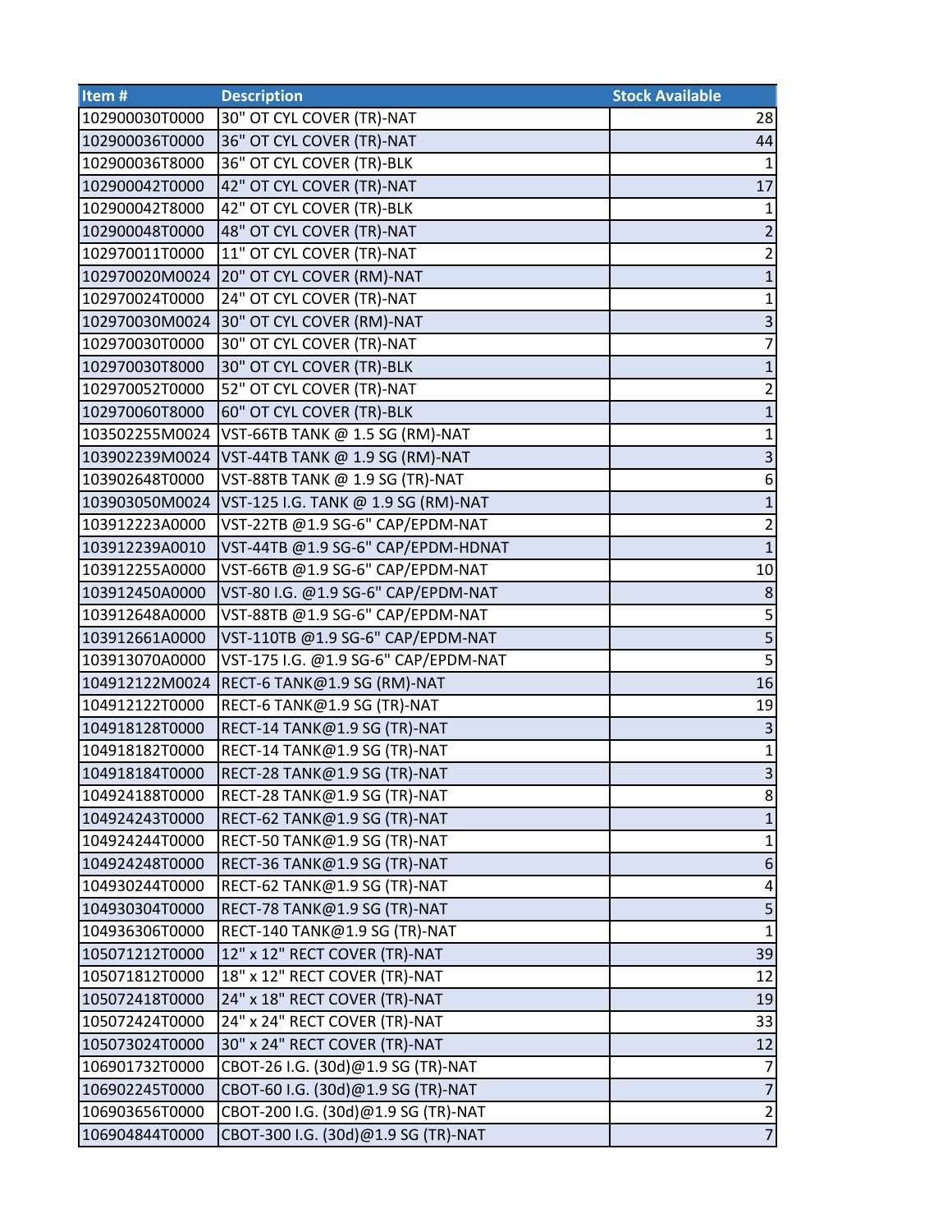| Item # | Description | Stock Available |
|---|---|---|
| 102900030T0000 | 30" OT CYL COVER (TR)-NAT | 28 |
| 102900036T0000 | 36" OT CYL COVER (TR)-NAT | 44 |
| 102900036T8000 | 36" OT CYL COVER (TR)-BLK | 1 |
| 102900042T0000 | 42" OT CYL COVER (TR)-NAT | 17 |
| 102900042T8000 | 42" OT CYL COVER (TR)-BLK | 1 |
| 102900048T0000 | 48" OT CYL COVER (TR)-NAT | 2 |
| 102970011T0000 | 11" OT CYL COVER (TR)-NAT | 2 |
| 102970020M0024 | 20" OT CYL COVER (RM)-NAT | 1 |
| 102970024T0000 | 24" OT CYL COVER (TR)-NAT | 1 |
| 102970030M0024 | 30" OT CYL COVER (RM)-NAT | 3 |
| 102970030T0000 | 30" OT CYL COVER (TR)-NAT | 7 |
| 102970030T8000 | 30" OT CYL COVER (TR)-BLK | 1 |
| 102970052T0000 | 52" OT CYL COVER (TR)-NAT | 2 |
| 102970060T8000 | 60" OT CYL COVER (TR)-BLK | 1 |
| 103502255M0024 | VST-66TB TANK @ 1.5 SG (RM)-NAT | 1 |
| 103902239M0024 | VST-44TB TANK @ 1.9 SG (RM)-NAT | 3 |
| 103902648T0000 | VST-88TB TANK @ 1.9 SG (TR)-NAT | 6 |
| 103903050M0024 | VST-125 I.G. TANK @ 1.9 SG (RM)-NAT | 1 |
| 103912223A0000 | VST-22TB @1.9 SG-6" CAP/EPDM-NAT | 2 |
| 103912239A0010 | VST-44TB @1.9 SG-6" CAP/EPDM-HDNAT | 1 |
| 103912255A0000 | VST-66TB @1.9 SG-6" CAP/EPDM-NAT | 10 |
| 103912450A0000 | VST-80 I.G. @1.9 SG-6" CAP/EPDM-NAT | 8 |
| 103912648A0000 | VST-88TB @1.9 SG-6" CAP/EPDM-NAT | 5 |
| 103912661A0000 | VST-110TB @1.9 SG-6" CAP/EPDM-NAT | 5 |
| 103913070A0000 | VST-175 I.G. @1.9 SG-6" CAP/EPDM-NAT | 5 |
| 104912122M0024 | RECT-6 TANK@1.9 SG (RM)-NAT | 16 |
| 104912122T0000 | RECT-6 TANK@1.9 SG (TR)-NAT | 19 |
| 104918128T0000 | RECT-14 TANK@1.9 SG (TR)-NAT | 3 |
| 104918182T0000 | RECT-14 TANK@1.9 SG (TR)-NAT | 1 |
| 104918184T0000 | RECT-28 TANK@1.9 SG (TR)-NAT | 3 |
| 104924188T0000 | RECT-28 TANK@1.9 SG (TR)-NAT | 8 |
| 104924243T0000 | RECT-62 TANK@1.9 SG (TR)-NAT | 1 |
| 104924244T0000 | RECT-50 TANK@1.9 SG (TR)-NAT | 1 |
| 104924248T0000 | RECT-36 TANK@1.9 SG (TR)-NAT | 6 |
| 104930244T0000 | RECT-62 TANK@1.9 SG (TR)-NAT | 4 |
| 104930304T0000 | RECT-78 TANK@1.9 SG (TR)-NAT | 5 |
| 104936306T0000 | RECT-140 TANK@1.9 SG (TR)-NAT | 1 |
| 105071212T0000 | 12" x 12" RECT COVER (TR)-NAT | 39 |
| 105071812T0000 | 18" x 12" RECT COVER (TR)-NAT | 12 |
| 105072418T0000 | 24" x 18" RECT COVER (TR)-NAT | 19 |
| 105072424T0000 | 24" x 24" RECT COVER (TR)-NAT | 33 |
| 105073024T0000 | 30" x 24" RECT COVER (TR)-NAT | 12 |
| 106901732T0000 | CBOT-26 I.G. (30d)@1.9 SG (TR)-NAT | 7 |
| 106902245T0000 | CBOT-60 I.G. (30d)@1.9 SG (TR)-NAT | 7 |
| 106903656T0000 | CBOT-200 I.G. (30d)@1.9 SG (TR)-NAT | 2 |
| 106904844T0000 | CBOT-300 I.G. (30d)@1.9 SG (TR)-NAT | 7 |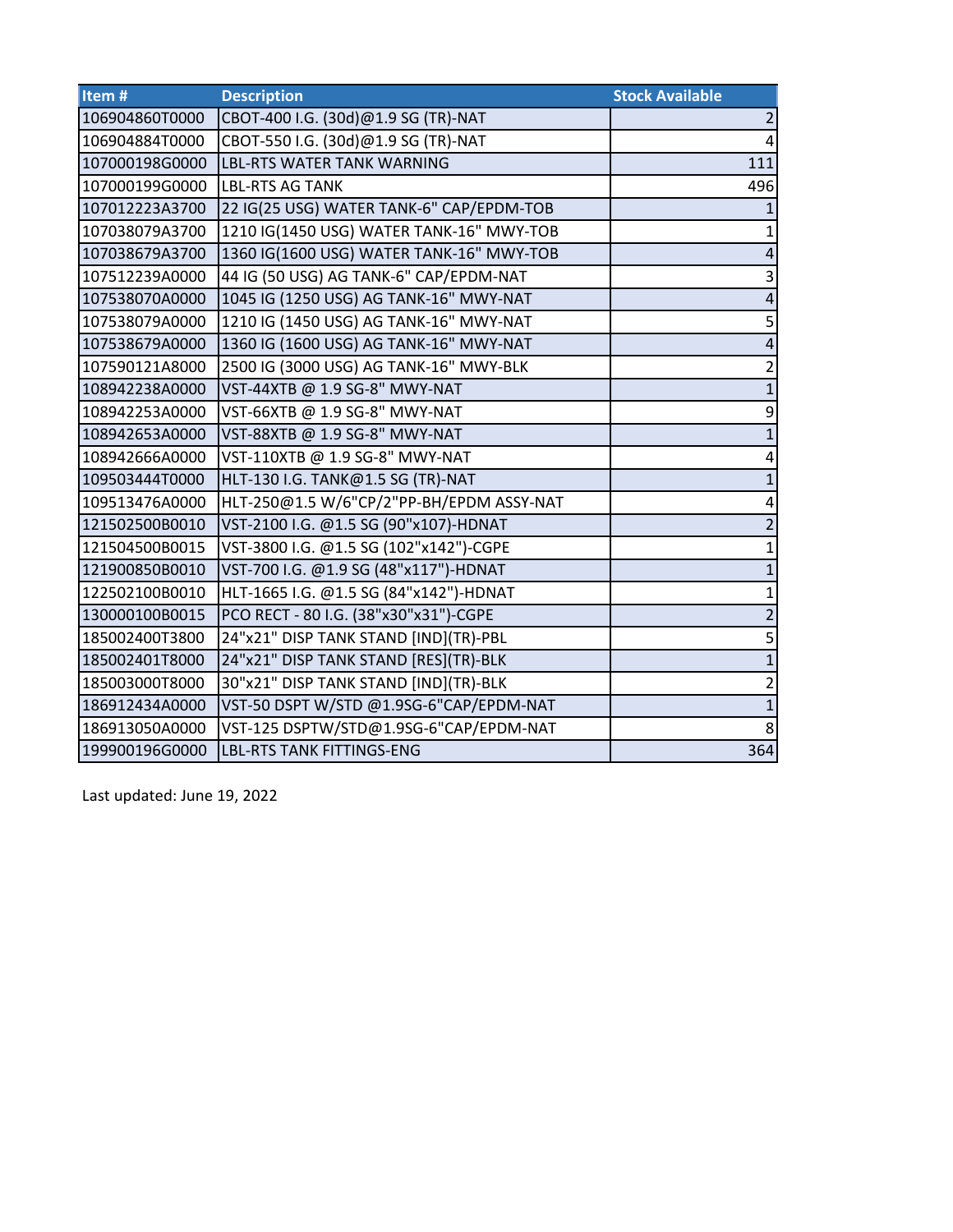| Item # | Description | Stock Available |
|---|---|---|
| 106904860T0000 | CBOT-400 I.G. (30d)@1.9 SG (TR)-NAT | 2 |
| 106904884T0000 | CBOT-550 I.G. (30d)@1.9 SG (TR)-NAT | 4 |
| 107000198G0000 | LBL-RTS WATER TANK WARNING | 111 |
| 107000199G0000 | LBL-RTS AG TANK | 496 |
| 107012223A3700 | 22 IG(25 USG) WATER TANK-6" CAP/EPDM-TOB | 1 |
| 107038079A3700 | 1210 IG(1450 USG) WATER TANK-16" MWY-TOB | 1 |
| 107038679A3700 | 1360 IG(1600 USG) WATER TANK-16" MWY-TOB | 4 |
| 107512239A0000 | 44 IG (50 USG) AG TANK-6" CAP/EPDM-NAT | 3 |
| 107538070A0000 | 1045 IG (1250 USG) AG TANK-16" MWY-NAT | 4 |
| 107538079A0000 | 1210 IG (1450 USG) AG TANK-16" MWY-NAT | 5 |
| 107538679A0000 | 1360 IG (1600 USG) AG TANK-16" MWY-NAT | 4 |
| 107590121A8000 | 2500 IG (3000 USG) AG TANK-16" MWY-BLK | 2 |
| 108942238A0000 | VST-44XTB @ 1.9 SG-8" MWY-NAT | 1 |
| 108942253A0000 | VST-66XTB @ 1.9 SG-8" MWY-NAT | 9 |
| 108942653A0000 | VST-88XTB @ 1.9 SG-8" MWY-NAT | 1 |
| 108942666A0000 | VST-110XTB @ 1.9 SG-8" MWY-NAT | 4 |
| 109503444T0000 | HLT-130 I.G. TANK@1.5 SG (TR)-NAT | 1 |
| 109513476A0000 | HLT-250@1.5 W/6"CP/2"PP-BH/EPDM ASSY-NAT | 4 |
| 121502500B0010 | VST-2100 I.G. @1.5 SG (90"x107)-HDNAT | 2 |
| 121504500B0015 | VST-3800 I.G. @1.5 SG (102"x142")-CGPE | 1 |
| 121900850B0010 | VST-700 I.G. @1.9 SG (48"x117")-HDNAT | 1 |
| 122502100B0010 | HLT-1665 I.G. @1.5 SG (84"x142")-HDNAT | 1 |
| 130000100B0015 | PCO RECT - 80 I.G. (38"x30"x31")-CGPE | 2 |
| 185002400T3800 | 24"x21" DISP TANK STAND [IND](TR)-PBL | 5 |
| 185002401T8000 | 24"x21" DISP TANK STAND [RES](TR)-BLK | 1 |
| 185003000T8000 | 30"x21" DISP TANK STAND [IND](TR)-BLK | 2 |
| 186912434A0000 | VST-50 DSPT W/STD @1.9SG-6"CAP/EPDM-NAT | 1 |
| 186913050A0000 | VST-125 DSPTW/STD@1.9SG-6"CAP/EPDM-NAT | 8 |
| 199900196G0000 | LBL-RTS TANK FITTINGS-ENG | 364 |

Last updated: June 19, 2022